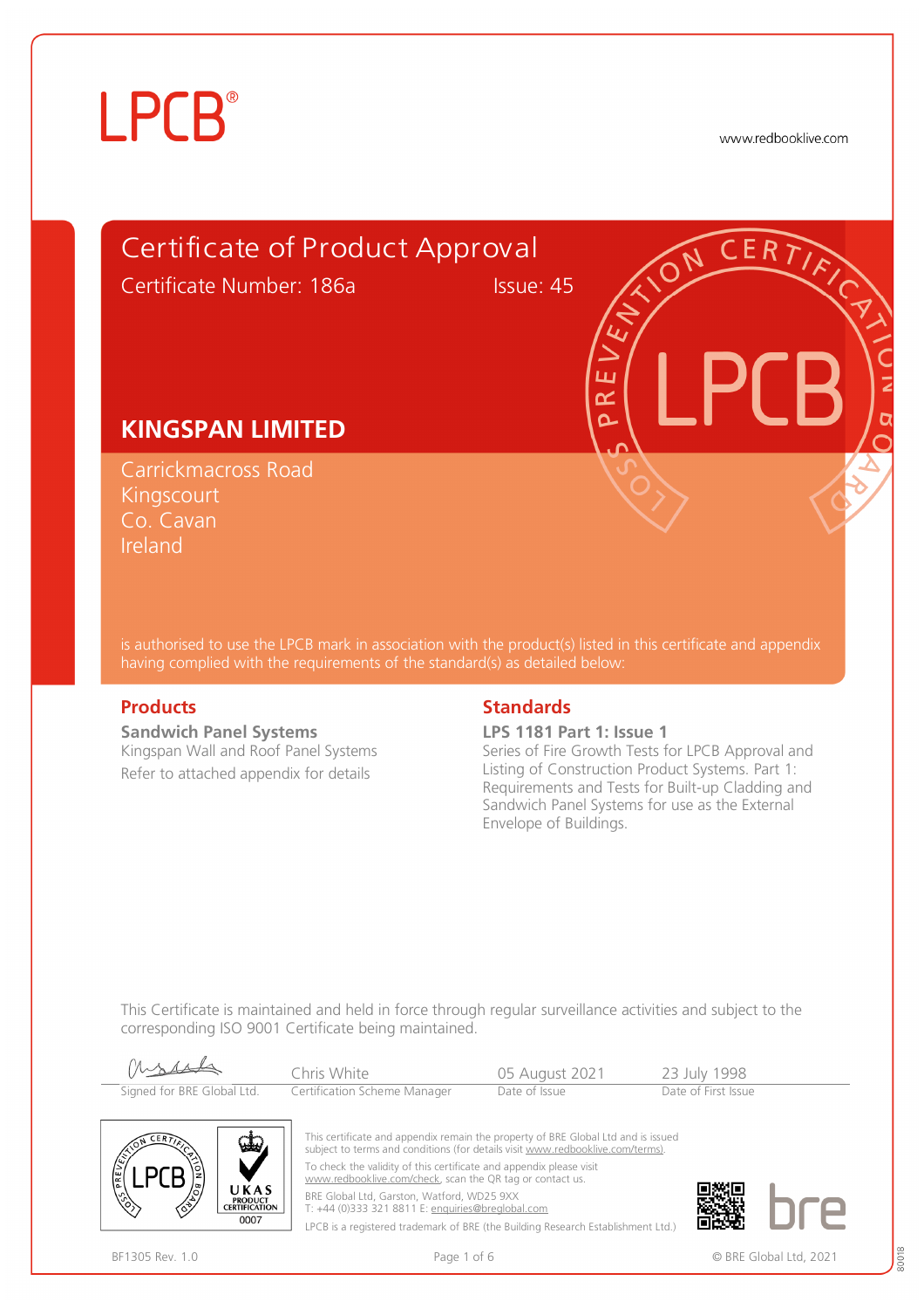LPCB®

www.redbooklive.com

# Certificate of Product Approval

Certificate Number: 186a Issue: 45

## KINGSPAN LIMITED

Carrickmacross Road
Kingscourt
Co. Cavan
Ireland

is authorised to use the LPCB mark in association with the product(s) listed in this certificate and appendix having complied with the requirements of the standard(s) as detailed below:

### Products

**Sandwich Panel Systems**

Kingspan Wall and Roof Panel Systems

Refer to attached appendix for details

### Standards

**LPS 1181 Part 1: Issue 1**

Series of Fire Growth Tests for LPCB Approval and Listing of Construction Product Systems. Part 1: Requirements and Tests for Built-up Cladding and Sandwich Panel Systems for use as the External Envelope of Buildings.

This Certificate is maintained and held in force through regular surveillance activities and subject to the corresponding ISO 9001 Certificate being maintained.

| Signed for BRE Global Ltd. | Chris White<br>Certification Scheme Manager | 05 August 2021<br>Date of Issue | 23 July 1998<br>Date of First Issue |
|---|---|---|---|

This certificate and appendix remain the property of BRE Global Ltd and is issued subject to terms and conditions (for details visit www.redbooklive.com/terms).

To check the validity of this certificate and appendix please visit www.redbooklive.com/check, scan the QR tag or contact us.

BRE Global Ltd, Garston, Watford, WD25 9XX
T: +44 (0)333 321 8811 E: enquiries@breglobal.com

LPCB is a registered trademark of BRE (the Building Research Establishment Ltd.)

UKAS PRODUCT CERTIFICATION 0007

BF1305 Rev. 1.0

© BRE Global Ltd, 2021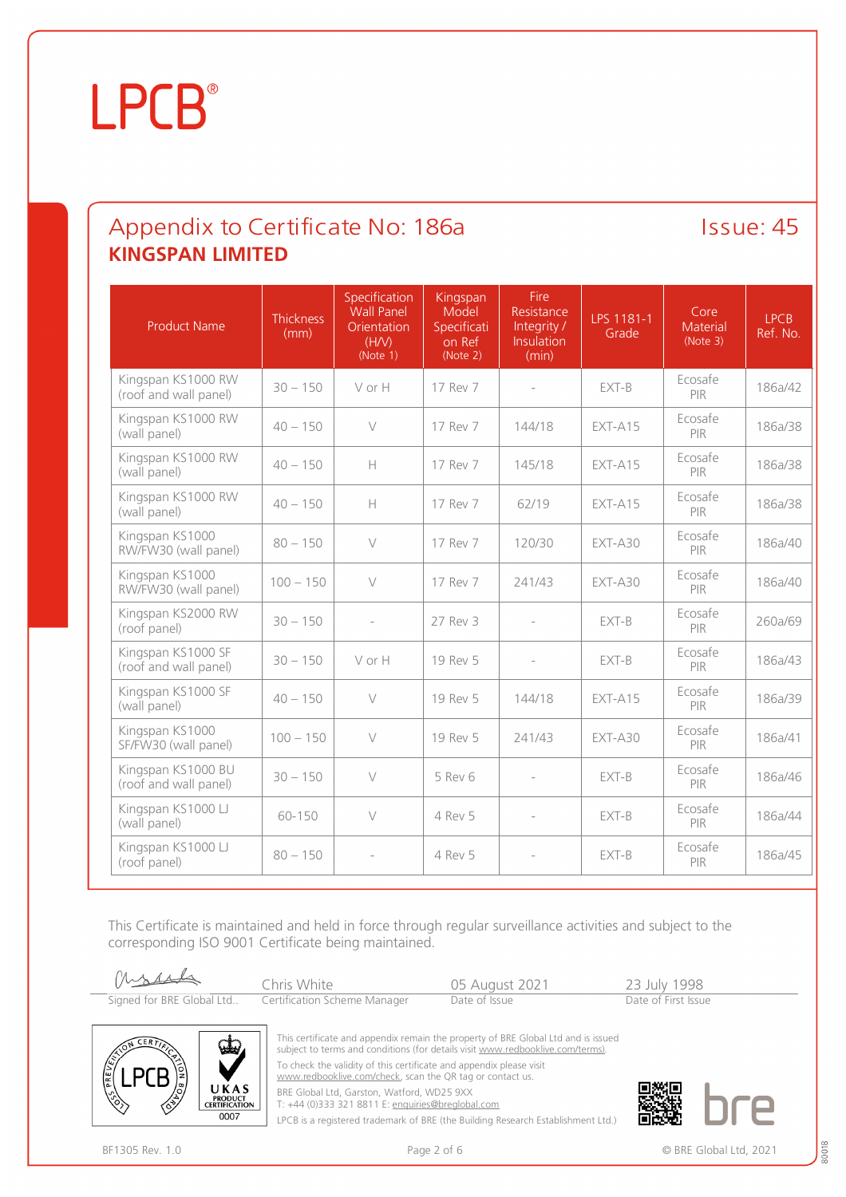# Appendix to Certificate No: 186a

Issue: 45

## KINGSPAN LIMITED

| Product Name | Thickness (mm) | Specification Wall Panel Orientation (H/V) (Note 1) | Kingspan Model Specification Ref (Note 2) | Fire Resistance Integrity / Insulation (min) | LPS 1181-1 Grade | Core Material (Note 3) | LPCB Ref. No. |
|---|---|---|---|---|---|---|---|
| Kingspan KS1000 RW (roof and wall panel) | 30 – 150 | V or H | 17 Rev 7 | - | EXT-B | Ecosafe PIR | 186a/42 |
| Kingspan KS1000 RW (wall panel) | 40 – 150 | V | 17 Rev 7 | 144/18 | EXT-A15 | Ecosafe PIR | 186a/38 |
| Kingspan KS1000 RW (wall panel) | 40 – 150 | H | 17 Rev 7 | 145/18 | EXT-A15 | Ecosafe PIR | 186a/38 |
| Kingspan KS1000 RW (wall panel) | 40 – 150 | H | 17 Rev 7 | 62/19 | EXT-A15 | Ecosafe PIR | 186a/38 |
| Kingspan KS1000 RW/FW30 (wall panel) | 80 – 150 | V | 17 Rev 7 | 120/30 | EXT-A30 | Ecosafe PIR | 186a/40 |
| Kingspan KS1000 RW/FW30 (wall panel) | 100 – 150 | V | 17 Rev 7 | 241/43 | EXT-A30 | Ecosafe PIR | 186a/40 |
| Kingspan KS2000 RW (roof panel) | 30 – 150 | - | 27 Rev 3 | - | EXT-B | Ecosafe PIR | 260a/69 |
| Kingspan KS1000 SF (roof and wall panel) | 30 – 150 | V or H | 19 Rev 5 | - | EXT-B | Ecosafe PIR | 186a/43 |
| Kingspan KS1000 SF (wall panel) | 40 – 150 | V | 19 Rev 5 | 144/18 | EXT-A15 | Ecosafe PIR | 186a/39 |
| Kingspan KS1000 SF/FW30 (wall panel) | 100 – 150 | V | 19 Rev 5 | 241/43 | EXT-A30 | Ecosafe PIR | 186a/41 |
| Kingspan KS1000 BU (roof and wall panel) | 30 – 150 | V | 5 Rev 6 | - | EXT-B | Ecosafe PIR | 186a/46 |
| Kingspan KS1000 LJ (wall panel) | 60-150 | V | 4 Rev 5 | - | EXT-B | Ecosafe PIR | 186a/44 |
| Kingspan KS1000 LJ (roof panel) | 80 – 150 | - | 4 Rev 5 | - | EXT-B | Ecosafe PIR | 186a/45 |

This Certificate is maintained and held in force through regular surveillance activities and subject to the corresponding ISO 9001 Certificate being maintained.

| Signed for BRE Global Ltd.. | Chris White, Certification Scheme Manager | 05 August 2021, Date of Issue | 23 July 1998, Date of First Issue |
|---|---|---|---|

This certificate and appendix remain the property of BRE Global Ltd and is issued subject to terms and conditions (for details visit www.redbooklive.com/terms).
To check the validity of this certificate and appendix please visit www.redbooklive.com/check, scan the QR tag or contact us.
BRE Global Ltd, Garston, Watford, WD25 9XX
T: +44 (0)333 321 8811 E: enquiries@breglobal.com
LPCB is a registered trademark of BRE (the Building Research Establishment Ltd.)

BF1305 Rev. 1.0

© BRE Global Ltd, 2021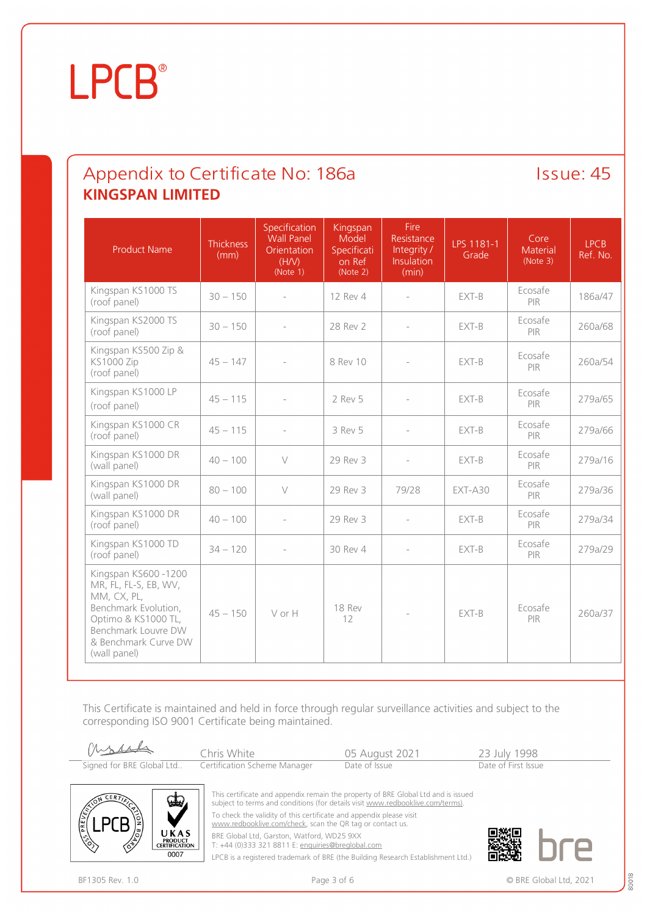# LPCB®

## Appendix to Certificate No: 186a

Issue: 45

**KINGSPAN LIMITED**

| Product Name | Thickness (mm) | Specification Wall Panel Orientation (H/V) (Note 1) | Kingspan Model Specification on Ref (Note 2) | Fire Resistance Integrity / Insulation (min) | LPS 1181-1 Grade | Core Material (Note 3) | LPCB Ref. No. |
|---|---|---|---|---|---|---|---|
| Kingspan KS1000 TS (roof panel) | 30 – 150 | - | 12 Rev 4 | - | EXT-B | Ecosafe PIR | 186a/47 |
| Kingspan KS2000 TS (roof panel) | 30 – 150 | - | 28 Rev 2 | - | EXT-B | Ecosafe PIR | 260a/68 |
| Kingspan KS500 Zip & KS1000 Zip (roof panel) | 45 – 147 | - | 8 Rev 10 | - | EXT-B | Ecosafe PIR | 260a/54 |
| Kingspan KS1000 LP (roof panel) | 45 – 115 | - | 2 Rev 5 | - | EXT-B | Ecosafe PIR | 279a/65 |
| Kingspan KS1000 CR (roof panel) | 45 – 115 | - | 3 Rev 5 | - | EXT-B | Ecosafe PIR | 279a/66 |
| Kingspan KS1000 DR (wall panel) | 40 – 100 | V | 29 Rev 3 | - | EXT-B | Ecosafe PIR | 279a/16 |
| Kingspan KS1000 DR (wall panel) | 80 – 100 | V | 29 Rev 3 | 79/28 | EXT-A30 | Ecosafe PIR | 279a/36 |
| Kingspan KS1000 DR (roof panel) | 40 – 100 | - | 29 Rev 3 | - | EXT-B | Ecosafe PIR | 279a/34 |
| Kingspan KS1000 TD (roof panel) | 34 – 120 | - | 30 Rev 4 | - | EXT-B | Ecosafe PIR | 279a/29 |
| Kingspan KS600 -1200 MR, FL, FL-S, EB, WV, MM, CX, PL, Benchmark Evolution, Optimo & KS1000 TL, Benchmark Louvre DW & Benchmark Curve DW (wall panel) | 45 – 150 | V or H | 18 Rev 12 | - | EXT-B | Ecosafe PIR | 260a/37 |

This Certificate is maintained and held in force through regular surveillance activities and subject to the corresponding ISO 9001 Certificate being maintained.

| Signed for BRE Global Ltd.. | Chris White<br>Certification Scheme Manager | 05 August 2021<br>Date of Issue | 23 July 1998<br>Date of First Issue |
|---|---|---|---|

This certificate and appendix remain the property of BRE Global Ltd and is issued subject to terms and conditions (for details visit www.redbooklive.com/terms).

To check the validity of this certificate and appendix please visit www.redbooklive.com/check, scan the QR tag or contact us.

BRE Global Ltd, Garston, Watford, WD25 9XX
T: +44 (0)333 321 8811 E: enquiries@breglobal.com

LPCB is a registered trademark of BRE (the Building Research Establishment Ltd.)

BF1305 Rev. 1.0

© BRE Global Ltd, 2021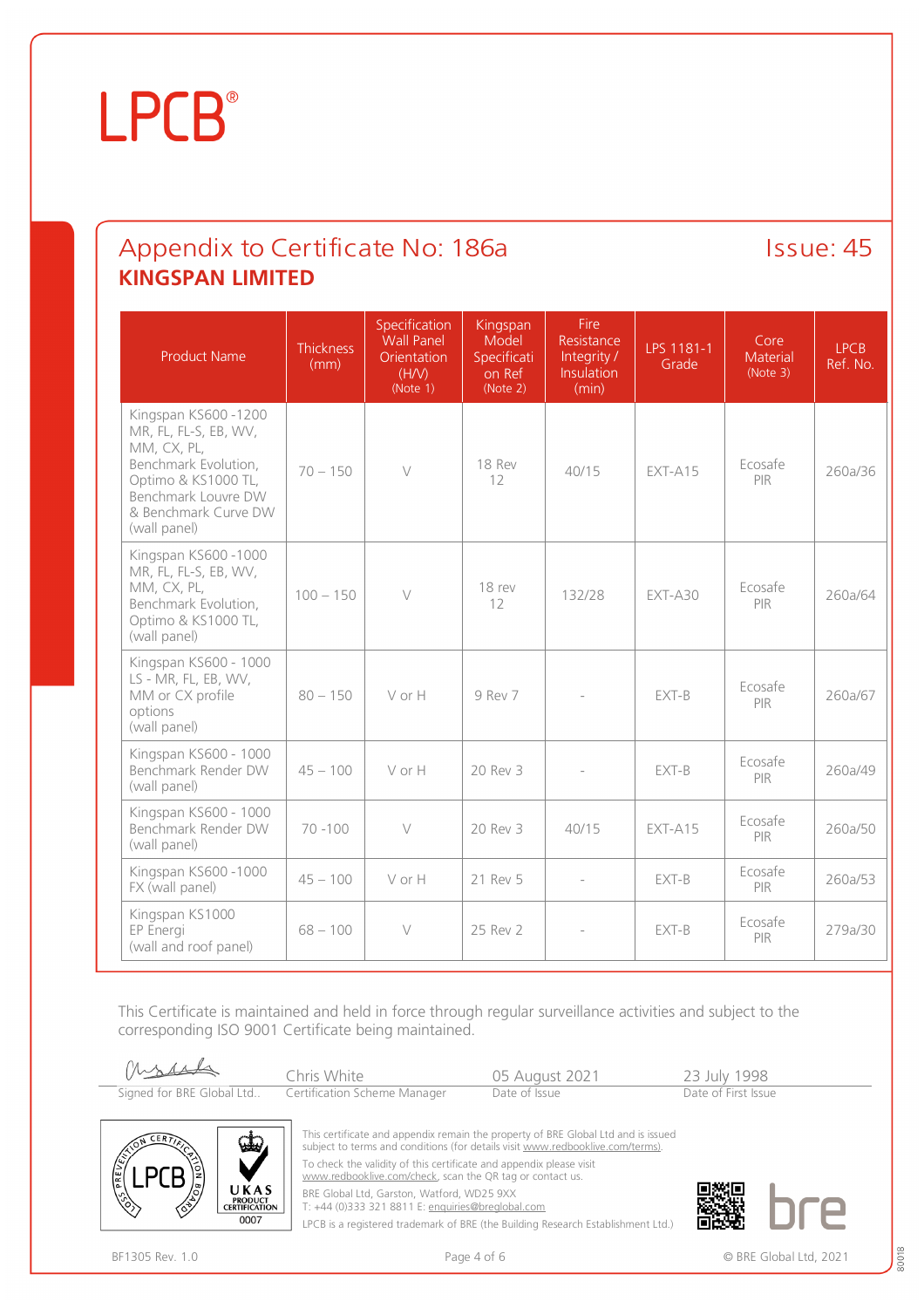# LPCB®

## Appendix to Certificate No: 186a

Issue: 45

**KINGSPAN LIMITED**

| Product Name | Thickness (mm) | Specification Wall Panel Orientation (H/V) (Note 1) | Kingspan Model Specification Ref (Note 2) | Fire Resistance Integrity / Insulation (min) | LPS 1181-1 Grade | Core Material (Note 3) | LPCB Ref. No. |
|---|---|---|---|---|---|---|---|
| Kingspan KS600 -1200 MR, FL, FL-S, EB, WV, MM, CX, PL, Benchmark Evolution, Optimo & KS1000 TL, Benchmark Louvre DW & Benchmark Curve DW (wall panel) | 70 – 150 | V | 18 Rev 12 | 40/15 | EXT-A15 | Ecosafe PIR | 260a/36 |
| Kingspan KS600 -1000 MR, FL, FL-S, EB, WV, MM, CX, PL, Benchmark Evolution, Optimo & KS1000 TL, (wall panel) | 100 – 150 | V | 18 rev 12 | 132/28 | EXT-A30 | Ecosafe PIR | 260a/64 |
| Kingspan KS600 - 1000 LS - MR, FL, EB, WV, MM or CX profile options (wall panel) | 80 – 150 | V or H | 9 Rev 7 | - | EXT-B | Ecosafe PIR | 260a/67 |
| Kingspan KS600 - 1000 Benchmark Render DW (wall panel) | 45 – 100 | V or H | 20 Rev 3 | - | EXT-B | Ecosafe PIR | 260a/49 |
| Kingspan KS600 - 1000 Benchmark Render DW (wall panel) | 70 -100 | V | 20 Rev 3 | 40/15 | EXT-A15 | Ecosafe PIR | 260a/50 |
| Kingspan KS600 -1000 FX (wall panel) | 45 – 100 | V or H | 21 Rev 5 | - | EXT-B | Ecosafe PIR | 260a/53 |
| Kingspan KS1000 EP Energi (wall and roof panel) | 68 – 100 | V | 25 Rev 2 | - | EXT-B | Ecosafe PIR | 279a/30 |

This Certificate is maintained and held in force through regular surveillance activities and subject to the corresponding ISO 9001 Certificate being maintained.

| Signed for BRE Global Ltd.. | Chris White<br>Certification Scheme Manager | 05 August 2021<br>Date of Issue | 23 July 1998<br>Date of First Issue |
|---|---|---|---|

This certificate and appendix remain the property of BRE Global Ltd and is issued subject to terms and conditions (for details visit www.redbooklive.com/terms).

To check the validity of this certificate and appendix please visit www.redbooklive.com/check, scan the QR tag or contact us.

BRE Global Ltd, Garston, Watford, WD25 9XX
T: +44 (0)333 321 8811 E: enquiries@breglobal.com

LPCB is a registered trademark of BRE (the Building Research Establishment Ltd.)

BF1305 Rev. 1.0

© BRE Global Ltd, 2021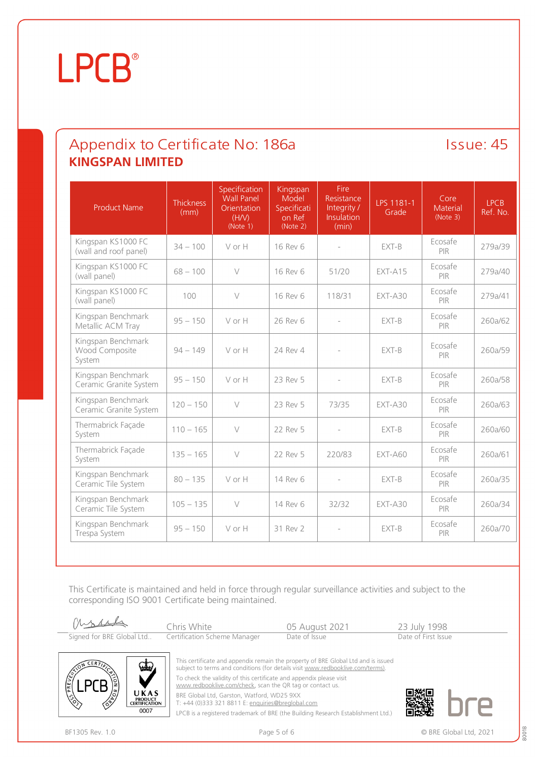LPCB®

## Appendix to Certificate No: 186a

Issue: 45

**KINGSPAN LIMITED**

| Product Name | Thickness (mm) | Specification Wall Panel Orientation (H/V) (Note 1) | Kingspan Model Specification on Ref (Note 2) | Fire Resistance Integrity / Insulation (min) | LPS 1181-1 Grade | Core Material (Note 3) | LPCB Ref. No. |
|---|---|---|---|---|---|---|---|
| Kingspan KS1000 FC (wall and roof panel) | 34 – 100 | V or H | 16 Rev 6 | - | EXT-B | Ecosafe PIR | 279a/39 |
| Kingspan KS1000 FC (wall panel) | 68 – 100 | V | 16 Rev 6 | 51/20 | EXT-A15 | Ecosafe PIR | 279a/40 |
| Kingspan KS1000 FC (wall panel) | 100 | V | 16 Rev 6 | 118/31 | EXT-A30 | Ecosafe PIR | 279a/41 |
| Kingspan Benchmark Metallic ACM Tray | 95 – 150 | V or H | 26 Rev 6 | - | EXT-B | Ecosafe PIR | 260a/62 |
| Kingspan Benchmark Wood Composite System | 94 – 149 | V or H | 24 Rev 4 | - | EXT-B | Ecosafe PIR | 260a/59 |
| Kingspan Benchmark Ceramic Granite System | 95 – 150 | V or H | 23 Rev 5 | - | EXT-B | Ecosafe PIR | 260a/58 |
| Kingspan Benchmark Ceramic Granite System | 120 – 150 | V | 23 Rev 5 | 73/35 | EXT-A30 | Ecosafe PIR | 260a/63 |
| Thermabrick Façade System | 110 – 165 | V | 22 Rev 5 | - | EXT-B | Ecosafe PIR | 260a/60 |
| Thermabrick Façade System | 135 – 165 | V | 22 Rev 5 | 220/83 | EXT-A60 | Ecosafe PIR | 260a/61 |
| Kingspan Benchmark Ceramic Tile System | 80 – 135 | V or H | 14 Rev 6 | - | EXT-B | Ecosafe PIR | 260a/35 |
| Kingspan Benchmark Ceramic Tile System | 105 – 135 | V | 14 Rev 6 | 32/32 | EXT-A30 | Ecosafe PIR | 260a/34 |
| Kingspan Benchmark Trespa System | 95 – 150 | V or H | 31 Rev 2 | - | EXT-B | Ecosafe PIR | 260a/70 |

This Certificate is maintained and held in force through regular surveillance activities and subject to the corresponding ISO 9001 Certificate being maintained.

| Signed for BRE Global Ltd.. | Chris White<br>Certification Scheme Manager | 05 August 2021<br>Date of Issue | 23 July 1998<br>Date of First Issue |
|---|---|---|---|

This certificate and appendix remain the property of BRE Global Ltd and is issued subject to terms and conditions (for details visit www.redbooklive.com/terms).

To check the validity of this certificate and appendix please visit www.redbooklive.com/check, scan the QR tag or contact us.

BRE Global Ltd, Garston, Watford, WD25 9XX
T: +44 (0)333 321 8811 E: enquiries@breglobal.com

LPCB is a registered trademark of BRE (the Building Research Establishment Ltd.)

BF1305 Rev. 1.0

© BRE Global Ltd, 2021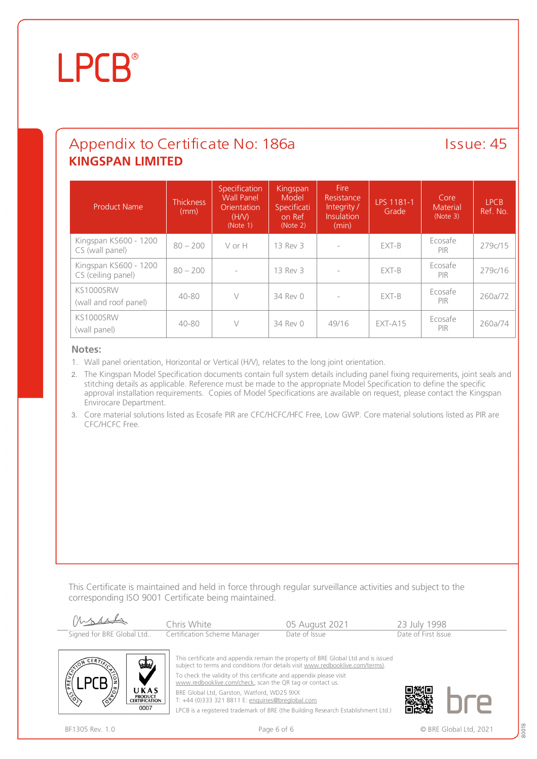# LPCB®

## Appendix to Certificate No: 186a

Issue: 45

**KINGSPAN LIMITED**

| Product Name | Thickness (mm) | Specification Wall Panel Orientation (H/V) (Note 1) | Kingspan Model Specification Ref (Note 2) | Fire Resistance Integrity / Insulation (min) | LPS 1181-1 Grade | Core Material (Note 3) | LPCB Ref. No. |
|---|---|---|---|---|---|---|---|
| Kingspan KS600 - 1200 CS (wall panel) | 80 – 200 | V or H | 13 Rev 3 | - | EXT-B | Ecosafe PIR | 279c/15 |
| Kingspan KS600 - 1200 CS (ceiling panel) | 80 – 200 | - | 13 Rev 3 | - | EXT-B | Ecosafe PIR | 279c/16 |
| KS1000SRW (wall and roof panel) | 40-80 | V | 34 Rev 0 | - | EXT-B | Ecosafe PIR | 260a/72 |
| KS1000SRW (wall panel) | 40-80 | V | 34 Rev 0 | 49/16 | EXT-A15 | Ecosafe PIR | 260a/74 |

**Notes:**

1. Wall panel orientation, Horizontal or Vertical (H/V), relates to the long joint orientation.
2. The Kingspan Model Specification documents contain full system details including panel fixing requirements, joint seals and stitching details as applicable. Reference must be made to the appropriate Model Specification to define the specific approval installation requirements. Copies of Model Specifications are available on request, please contact the Kingspan Envirocare Department.
3. Core material solutions listed as Ecosafe PIR are CFC/HCFC/HFC Free, Low GWP. Core material solutions listed as PIR are CFC/HCFC Free.

This Certificate is maintained and held in force through regular surveillance activities and subject to the corresponding ISO 9001 Certificate being maintained.

| Signed for BRE Global Ltd.. | Chris White<br>Certification Scheme Manager | 05 August 2021<br>Date of Issue | 23 July 1998<br>Date of First Issue |
|---|---|---|---|

This certificate and appendix remain the property of BRE Global Ltd and is issued subject to terms and conditions (for details visit www.redbooklive.com/terms).

To check the validity of this certificate and appendix please visit www.redbooklive.com/check, scan the QR tag or contact us.

BRE Global Ltd, Garston, Watford, WD25 9XX
T: +44 (0)333 321 8811 E: enquiries@breglobal.com

LPCB is a registered trademark of BRE (the Building Research Establishment Ltd.)

UKAS PRODUCT CERTIFICATION 0007

BF1305 Rev. 1.0

© BRE Global Ltd, 2021